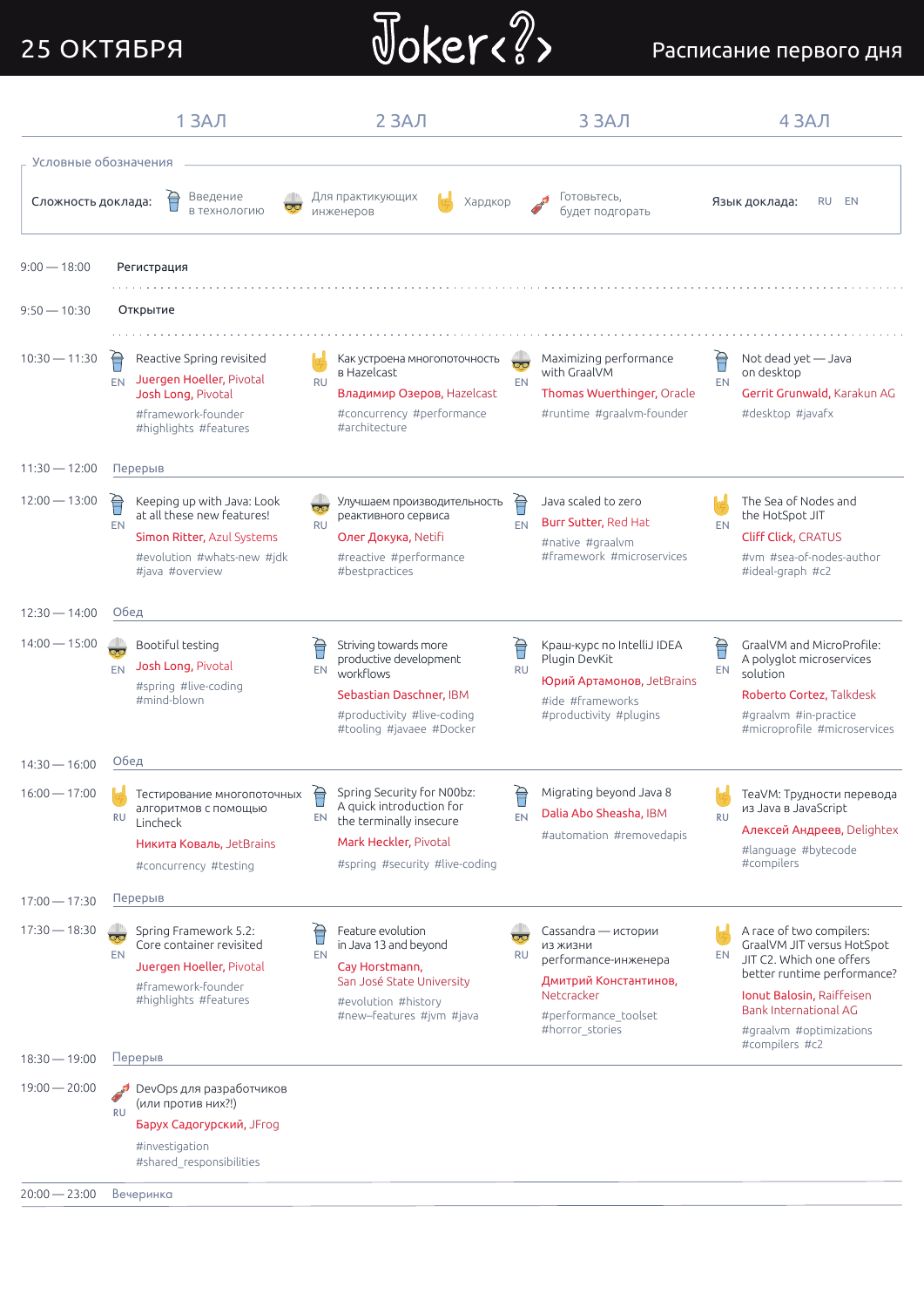# 25 ОКТЯБРЯ — Joker<?> — Расписание первого дня

**Условные обозначения**

Сложность доклада: Введение в технологию · Для практикующих инженеров · Хардкор · Готовьтесь, будет подгорать

Язык доклада: RU EN

| Время | 1 ЗАЛ | 2 ЗАЛ | 3 ЗАЛ | 4 ЗАЛ |
|---|---|---|---|---|
| 9:00 — 18:00 | Регистрация | | | |
| 9:50 — 10:30 | Открытие | | | |
| 10:30 — 11:30 | EN · Reactive Spring revisited<br>Juergen Hoeller, Pivotal<br>Josh Long, Pivotal<br>#framework-founder #highlights #features | RU · Как устроена многопоточность в Hazelcast<br>Владимир Озеров, Hazelcast<br>#concurrency #performance #architecture | EN · Maximizing performance with GraalVM<br>Thomas Wuerthinger, Oracle<br>#runtime #graalvm-founder | EN · Not dead yet — Java on desktop<br>Gerrit Grunwald, Karakun AG<br>#desktop #javafx |
| 11:30 — 12:00 | Перерыв | | | |
| 12:00 — 13:00 | EN · Keeping up with Java: Look at all these new features!<br>Simon Ritter, Azul Systems<br>#evolution #whats-new #jdk #java #overview | RU · Улучшаем производительность реактивного сервиса<br>Олег Докука, Netifi<br>#reactive #performance #bestpractices | EN · Java scaled to zero<br>Burr Sutter, Red Hat<br>#native #graalvm #framework #microservices | EN · The Sea of Nodes and the HotSpot JIT<br>Cliff Click, CRATUS<br>#vm #sea-of-nodes-author #ideal-graph #c2 |
| 12:30 — 14:00 | Обед | | | |
| 14:00 — 15:00 | EN · Bootiful testing<br>Josh Long, Pivotal<br>#spring #live-coding #mind-blown | EN · Striving towards more productive development workflows<br>Sebastian Daschner, IBM<br>#productivity #live-coding #tooling #javaee #Docker | RU · Краш-курс по IntelliJ IDEA Plugin DevKit<br>Юрий Артамонов, JetBrains<br>#ide #frameworks #productivity #plugins | EN · GraalVM and MicroProfile: A polyglot microservices solution<br>Roberto Cortez, Talkdesk<br>#graalvm #in-practice #microprofile #microservices |
| 14:30 — 16:00 | Обед | | | |
| 16:00 — 17:00 | RU · Тестирование многопоточных алгоритмов с помощью Lincheck<br>Никита Коваль, JetBrains<br>#concurrency #testing | EN · Spring Security for N00bz: A quick introduction for the terminally insecure<br>Mark Heckler, Pivotal<br>#spring #security #live-coding | EN · Migrating beyond Java 8<br>Dalia Abo Sheasha, IBM<br>#automation #removedapis | RU · TeaVM: Трудности перевода из Java в JavaScript<br>Алексей Андреев, Delightex<br>#language #bytecode #compilers |
| 17:00 — 17:30 | Перерыв | | | |
| 17:30 — 18:30 | EN · Spring Framework 5.2: Core container revisited<br>Juergen Hoeller, Pivotal<br>#framework-founder #highlights #features | EN · Feature evolution in Java 13 and beyond<br>Cay Horstmann, San José State University<br>#evolution #history #new–features #jvm #java | RU · Cassandra — истории из жизни performance-инженера<br>Дмитрий Константинов, Netcracker<br>#performance_toolset #horror_stories | EN · A race of two compilers: GraalVM JIT versus HotSpot JIT C2. Which one offers better runtime performance?<br>Ionut Balosin, Raiffeisen Bank International AG<br>#graalvm #optimizations #compilers #c2 |
| 18:30 — 19:00 | Перерыв | | | |
| 19:00 — 20:00 | RU · DevOps для разработчиков (или против них?!)<br>Барух Садогурский, JFrog<br>#investigation #shared_responsibilities | | | |
| 20:00 — 23:00 | Вечеринка | | | |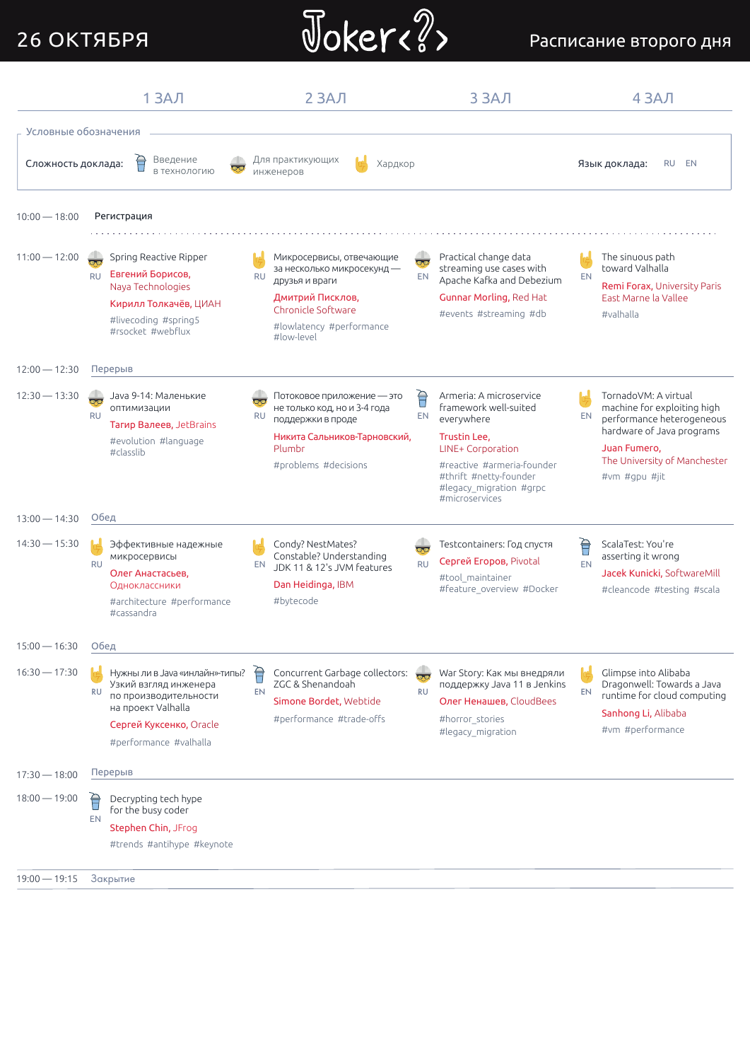# 26 ОКТЯБРЯ

# Joker<?>

## Расписание второго дня

**Условные обозначения**

Сложность доклада: Введение в технологию · Для практикующих инженеров · Хардкор

Язык доклада: RU EN

| | 1 ЗАЛ | 2 ЗАЛ | 3 ЗАЛ | 4 ЗАЛ |
|---|---|---|---|---|
| 10:00 — 18:00 | Регистрация | | | |
| 11:00 — 12:00 | Spring Reactive Ripper (RU)<br>Евгений Борисов, Naya Technologies<br>Кирилл Толкачёв, ЦИАН<br>#livecoding #spring5 #rsocket #webflux | Микросервисы, отвечающие за несколько микросекунд — друзья и враги (RU)<br>Дмитрий Писклов, Chronicle Software<br>#lowlatency #performance #low-level | Practical change data streaming use cases with Apache Kafka and Debezium (EN)<br>Gunnar Morling, Red Hat<br>#events #streaming #db | The sinuous path toward Valhalla (EN)<br>Remi Forax, University Paris East Marne la Vallee<br>#valhalla |
| 12:00 — 12:30 | Перерыв | | | |
| 12:30 — 13:30 | Java 9-14: Маленькие оптимизации (RU)<br>Тагир Валеев, JetBrains<br>#evolution #language #classlib | Потоковое приложение — это не только код, но и 3-4 года поддержки в проде (RU)<br>Никита Сальников-Тарновский, Plumbr<br>#problems #decisions | Armeria: A microservice framework well-suited everywhere (EN)<br>Trustin Lee, LINE+ Corporation<br>#reactive #armeria-founder #thrift #netty-founder #legacy_migration #grpc #microservices | TornadoVM: A virtual machine for exploiting high performance heterogeneous hardware of Java programs (EN)<br>Juan Fumero, The University of Manchester<br>#vm #gpu #jit |
| 13:00 — 14:30 | Обед | | | |
| 14:30 — 15:30 | Эффективные надежные микросервисы (RU)<br>Олег Анастасьев, Одноклассники<br>#architecture #performance #cassandra | Condy? NestMates? Constable? Understanding JDK 11 & 12's JVM features (EN)<br>Dan Heidinga, IBM<br>#bytecode | Testcontainers: Год спустя (RU)<br>Сергей Егоров, Pivotal<br>#tool_maintainer #feature_overview #Docker | ScalaTest: You're asserting it wrong (EN)<br>Jacek Kunicki, SoftwareMill<br>#cleancode #testing #scala |
| 15:00 — 16:30 | Обед | | | |
| 16:30 — 17:30 | Нужны ли в Java «инлайн»-типы? Узкий взгляд инженера по производительности на проект Valhalla (RU)<br>Сергей Куксенко, Oracle<br>#performance #valhalla | Concurrent Garbage collectors: ZGC & Shenandoah (EN)<br>Simone Bordet, Webtide<br>#performance #trade-offs | War Story: Как мы внедряли поддержку Java 11 в Jenkins (RU)<br>Олег Ненашев, CloudBees<br>#horror_stories #legacy_migration | Glimpse into Alibaba Dragonwell: Towards a Java runtime for cloud computing (EN)<br>Sanhong Li, Alibaba<br>#vm #performance |
| 17:30 — 18:00 | Перерыв | | | |
| 18:00 — 19:00 | Decrypting tech hype for the busy coder (EN)<br>Stephen Chin, JFrog<br>#trends #antihype #keynote | | | |
| 19:00 — 19:15 | Закрытие | | | |